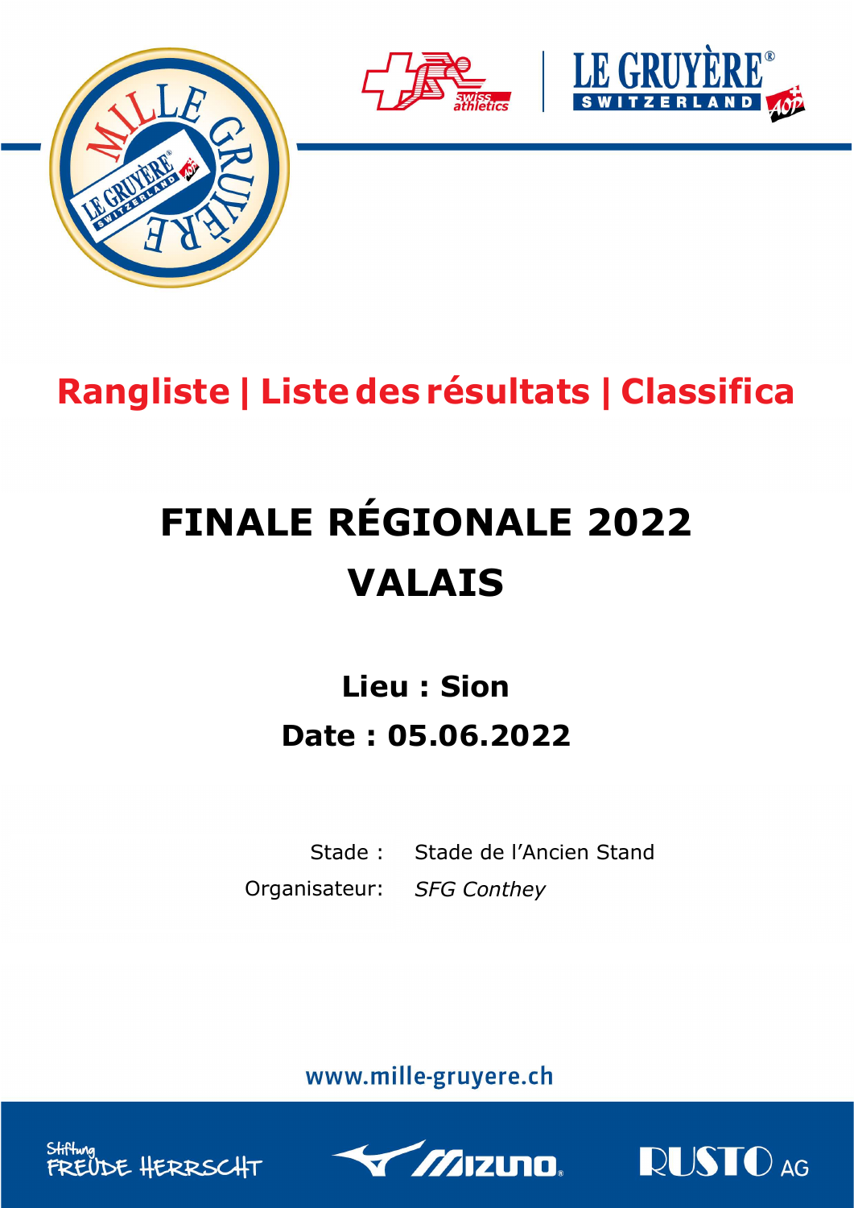# Rangliste | Liste des résultats | Classifica

## FINALE RÉGIONALE 2022
## VALAIS

### Lieu : Sion
### Date : 05.06.2022

Stade : Stade de l'Ancien Stand

Organisateur: *SFG Conthey*

www.mille-gruyere.ch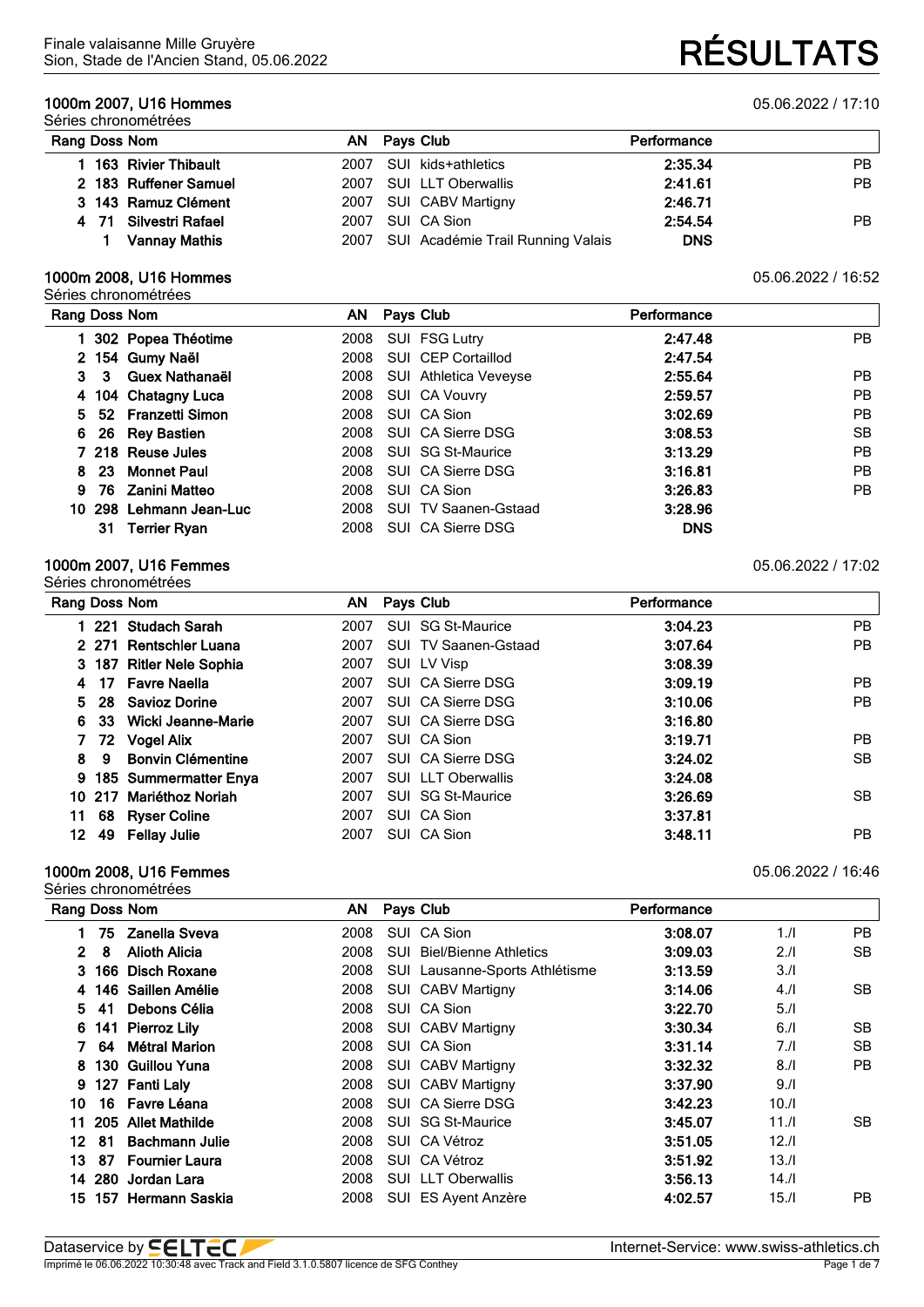Finale valaisanne Mille Gruyère
Sion, Stade de l'Ancien Stand, 05.06.2022

# RÉSULTATS

## 1000m 2007, U16 Hommes

05.06.2022 / 17:10

Séries chronométrées

| Rang | Doss | Nom | AN | Pays | Club | Performance | |
|---|---|---|---|---|---|---|---|
| 1 | 163 | Rivier Thibault | 2007 | SUI | kids+athletics | 2:35.34 | PB |
| 2 | 183 | Ruffener Samuel | 2007 | SUI | LLT Oberwallis | 2:41.61 | PB |
| 3 | 143 | Ramuz Clément | 2007 | SUI | CABV Martigny | 2:46.71 | |
| 4 | 71 | Silvestri Rafael | 2007 | SUI | CA Sion | 2:54.54 | PB |
| | 1 | Vannay Mathis | 2007 | SUI | Académie Trail Running Valais | DNS | |

## 1000m 2008, U16 Hommes

05.06.2022 / 16:52

Séries chronométrées

| Rang | Doss | Nom | AN | Pays | Club | Performance | |
|---|---|---|---|---|---|---|---|
| 1 | 302 | Popea Théotime | 2008 | SUI | FSG Lutry | 2:47.48 | PB |
| 2 | 154 | Gumy Naël | 2008 | SUI | CEP Cortaillod | 2:47.54 | |
| 3 | 3 | Guex Nathanaël | 2008 | SUI | Athletica Veveyse | 2:55.64 | PB |
| 4 | 104 | Chatagny Luca | 2008 | SUI | CA Vouvry | 2:59.57 | PB |
| 5 | 52 | Franzetti Simon | 2008 | SUI | CA Sion | 3:02.69 | PB |
| 6 | 26 | Rey Bastien | 2008 | SUI | CA Sierre DSG | 3:08.53 | SB |
| 7 | 218 | Reuse Jules | 2008 | SUI | SG St-Maurice | 3:13.29 | PB |
| 8 | 23 | Monnet Paul | 2008 | SUI | CA Sierre DSG | 3:16.81 | PB |
| 9 | 76 | Zanini Matteo | 2008 | SUI | CA Sion | 3:26.83 | PB |
| 10 | 298 | Lehmann Jean-Luc | 2008 | SUI | TV Saanen-Gstaad | 3:28.96 | |
| | 31 | Terrier Ryan | 2008 | SUI | CA Sierre DSG | DNS | |

## 1000m 2007, U16 Femmes

05.06.2022 / 17:02

Séries chronométrées

| Rang | Doss | Nom | AN | Pays | Club | Performance | |
|---|---|---|---|---|---|---|---|
| 1 | 221 | Studach Sarah | 2007 | SUI | SG St-Maurice | 3:04.23 | PB |
| 2 | 271 | Rentschler Luana | 2007 | SUI | TV Saanen-Gstaad | 3:07.64 | PB |
| 3 | 187 | Ritler Nele Sophia | 2007 | SUI | LV Visp | 3:08.39 | |
| 4 | 17 | Favre Naella | 2007 | SUI | CA Sierre DSG | 3:09.19 | PB |
| 5 | 28 | Savioz Dorine | 2007 | SUI | CA Sierre DSG | 3:10.06 | PB |
| 6 | 33 | Wicki Jeanne-Marie | 2007 | SUI | CA Sierre DSG | 3:16.80 | |
| 7 | 72 | Vogel Alix | 2007 | SUI | CA Sion | 3:19.71 | PB |
| 8 | 9 | Bonvin Clémentine | 2007 | SUI | CA Sierre DSG | 3:24.02 | SB |
| 9 | 185 | Summermatter Enya | 2007 | SUI | LLT Oberwallis | 3:24.08 | |
| 10 | 217 | Mariéthoz Noriah | 2007 | SUI | SG St-Maurice | 3:26.69 | SB |
| 11 | 68 | Ryser Coline | 2007 | SUI | CA Sion | 3:37.81 | |
| 12 | 49 | Fellay Julie | 2007 | SUI | CA Sion | 3:48.11 | PB |

## 1000m 2008, U16 Femmes

05.06.2022 / 16:46

Séries chronométrées

| Rang | Doss | Nom | AN | Pays | Club | Performance | | |
|---|---|---|---|---|---|---|---|---|
| 1 | 75 | Zanella Sveva | 2008 | SUI | CA Sion | 3:08.07 | 1./I | PB |
| 2 | 8 | Alioth Alicia | 2008 | SUI | Biel/Bienne Athletics | 3:09.03 | 2./I | SB |
| 3 | 166 | Disch Roxane | 2008 | SUI | Lausanne-Sports Athlétisme | 3:13.59 | 3./I | |
| 4 | 146 | Saillen Amélie | 2008 | SUI | CABV Martigny | 3:14.06 | 4./I | SB |
| 5 | 41 | Debons Célia | 2008 | SUI | CA Sion | 3:22.70 | 5./I | |
| 6 | 141 | Pierroz Lily | 2008 | SUI | CABV Martigny | 3:30.34 | 6./I | SB |
| 7 | 64 | Métral Marion | 2008 | SUI | CA Sion | 3:31.14 | 7./I | SB |
| 8 | 130 | Guillou Yuna | 2008 | SUI | CABV Martigny | 3:32.32 | 8./I | PB |
| 9 | 127 | Fanti Laly | 2008 | SUI | CABV Martigny | 3:37.90 | 9./I | |
| 10 | 16 | Favre Léana | 2008 | SUI | CA Sierre DSG | 3:42.23 | 10./I | |
| 11 | 205 | Allet Mathilde | 2008 | SUI | SG St-Maurice | 3:45.07 | 11./I | SB |
| 12 | 81 | Bachmann Julie | 2008 | SUI | CA Vétroz | 3:51.05 | 12./I | |
| 13 | 87 | Fournier Laura | 2008 | SUI | CA Vétroz | 3:51.92 | 13./I | |
| 14 | 280 | Jordan Lara | 2008 | SUI | LLT Oberwallis | 3:56.13 | 14./I | |
| 15 | 157 | Hermann Saskia | 2008 | SUI | ES Ayent Anzère | 4:02.57 | 15./I | PB |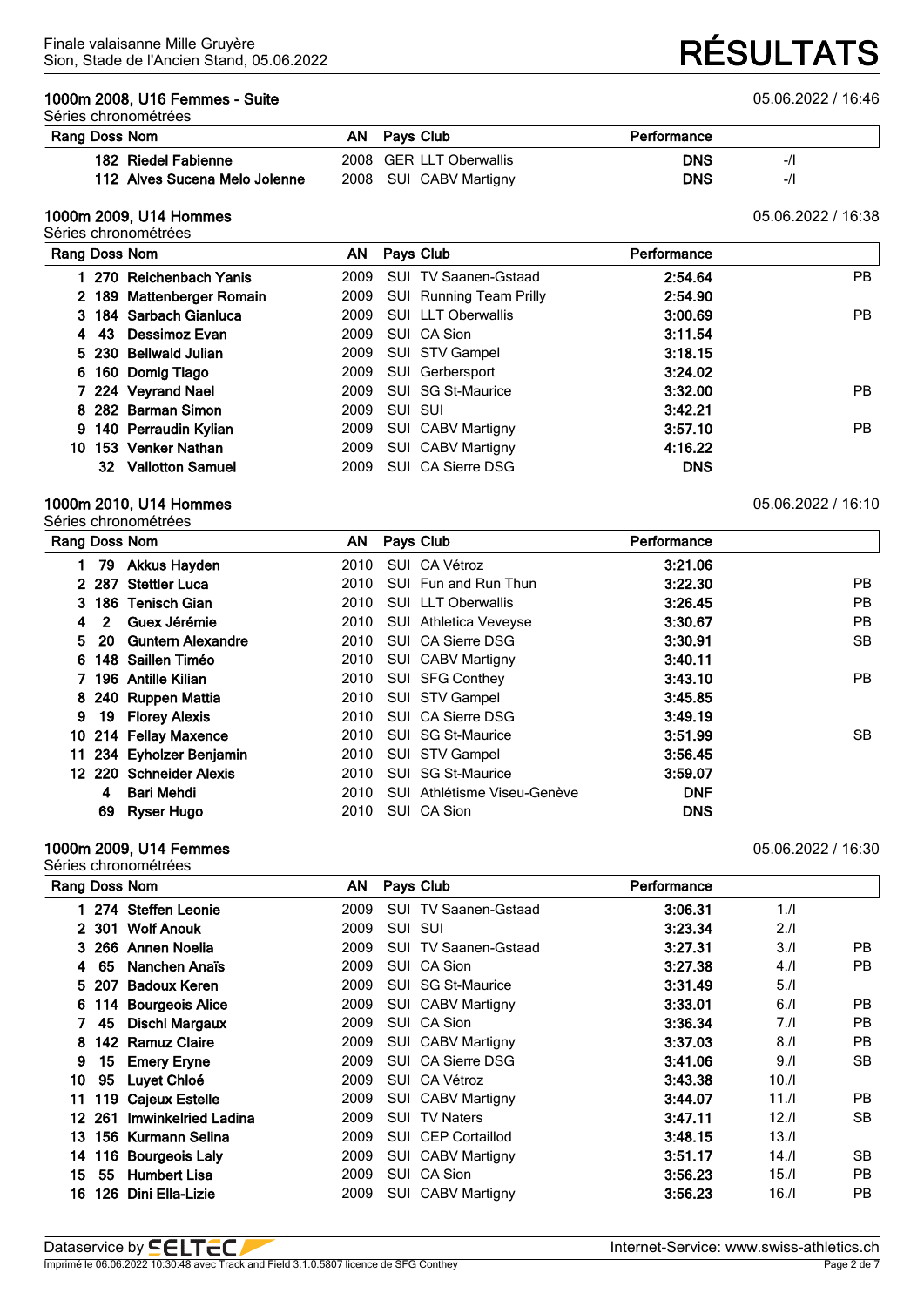Finale valaisanne Mille Gruyère
Sion, Stade de l'Ancien Stand, 05.06.2022

# RÉSULTATS

### 1000m 2008, U16 Femmes - Suite

05.06.2022 / 16:46

Séries chronométrées

| Rang | Doss | Nom | AN | Pays | Club | Performance | | |
|---|---|---|---|---|---|---|---|---|
| | 182 | Riedel Fabienne | 2008 | GER | LLT Oberwallis | **DNS** | -/I | |
| | 112 | Alves Sucena Melo Jolenne | 2008 | SUI | CABV Martigny | **DNS** | -/I | |

### 1000m 2009, U14 Hommes

05.06.2022 / 16:38

Séries chronométrées

| Rang | Doss | Nom | AN | Pays | Club | Performance | |
|---|---|---|---|---|---|---|---|
| 1 | 270 | Reichenbach Yanis | 2009 | SUI | TV Saanen-Gstaad | **2:54.64** | PB |
| 2 | 189 | Mattenberger Romain | 2009 | SUI | Running Team Prilly | **2:54.90** | |
| 3 | 184 | Sarbach Gianluca | 2009 | SUI | LLT Oberwallis | **3:00.69** | PB |
| 4 | 43 | Dessimoz Evan | 2009 | SUI | CA Sion | **3:11.54** | |
| 5 | 230 | Bellwald Julian | 2009 | SUI | STV Gampel | **3:18.15** | |
| 6 | 160 | Domig Tiago | 2009 | SUI | Gerbersport | **3:24.02** | |
| 7 | 224 | Veyrand Nael | 2009 | SUI | SG St-Maurice | **3:32.00** | PB |
| 8 | 282 | Barman Simon | 2009 | SUI | SUI | **3:42.21** | |
| 9 | 140 | Perraudin Kylian | 2009 | SUI | CABV Martigny | **3:57.10** | PB |
| 10 | 153 | Venker Nathan | 2009 | SUI | CABV Martigny | **4:16.22** | |
| | 32 | Vallotton Samuel | 2009 | SUI | CA Sierre DSG | **DNS** | |

### 1000m 2010, U14 Hommes

05.06.2022 / 16:10

Séries chronométrées

| Rang | Doss | Nom | AN | Pays | Club | Performance | |
|---|---|---|---|---|---|---|---|
| 1 | 79 | Akkus Hayden | 2010 | SUI | CA Vétroz | **3:21.06** | |
| 2 | 287 | Stettler Luca | 2010 | SUI | Fun and Run Thun | **3:22.30** | PB |
| 3 | 186 | Tenisch Gian | 2010 | SUI | LLT Oberwallis | **3:26.45** | PB |
| 4 | 2 | Guex Jérémie | 2010 | SUI | Athletica Veveyse | **3:30.67** | PB |
| 5 | 20 | Guntern Alexandre | 2010 | SUI | CA Sierre DSG | **3:30.91** | SB |
| 6 | 148 | Saillen Timéo | 2010 | SUI | CABV Martigny | **3:40.11** | |
| 7 | 196 | Antille Kilian | 2010 | SUI | SFG Conthey | **3:43.10** | PB |
| 8 | 240 | Ruppen Mattia | 2010 | SUI | STV Gampel | **3:45.85** | |
| 9 | 19 | Florey Alexis | 2010 | SUI | CA Sierre DSG | **3:49.19** | |
| 10 | 214 | Fellay Maxence | 2010 | SUI | SG St-Maurice | **3:51.99** | SB |
| 11 | 234 | Eyholzer Benjamin | 2010 | SUI | STV Gampel | **3:56.45** | |
| 12 | 220 | Schneider Alexis | 2010 | SUI | SG St-Maurice | **3:59.07** | |
| | 4 | Bari Mehdi | 2010 | SUI | Athlétisme Viseu-Genève | **DNF** | |
| | 69 | Ryser Hugo | 2010 | SUI | CA Sion | **DNS** | |

### 1000m 2009, U14 Femmes

05.06.2022 / 16:30

Séries chronométrées

| Rang | Doss | Nom | AN | Pays | Club | Performance | | |
|---|---|---|---|---|---|---|---|---|
| 1 | 274 | Steffen Leonie | 2009 | SUI | TV Saanen-Gstaad | **3:06.31** | 1./I | |
| 2 | 301 | Wolf Anouk | 2009 | SUI | SUI | **3:23.34** | 2./I | |
| 3 | 266 | Annen Noelia | 2009 | SUI | TV Saanen-Gstaad | **3:27.31** | 3./I | PB |
| 4 | 65 | Nanchen Anaïs | 2009 | SUI | CA Sion | **3:27.38** | 4./I | PB |
| 5 | 207 | Badoux Keren | 2009 | SUI | SG St-Maurice | **3:31.49** | 5./I | |
| 6 | 114 | Bourgeois Alice | 2009 | SUI | CABV Martigny | **3:33.01** | 6./I | PB |
| 7 | 45 | Dischl Margaux | 2009 | SUI | CA Sion | **3:36.34** | 7./I | PB |
| 8 | 142 | Ramuz Claire | 2009 | SUI | CABV Martigny | **3:37.03** | 8./I | PB |
| 9 | 15 | Emery Eryne | 2009 | SUI | CA Sierre DSG | **3:41.06** | 9./I | SB |
| 10 | 95 | Luyet Chloé | 2009 | SUI | CA Vétroz | **3:43.38** | 10./I | |
| 11 | 119 | Cajeux Estelle | 2009 | SUI | CABV Martigny | **3:44.07** | 11./I | PB |
| 12 | 261 | Imwinkelried Ladina | 2009 | SUI | TV Naters | **3:47.11** | 12./I | SB |
| 13 | 156 | Kurmann Selina | 2009 | SUI | CEP Cortaillod | **3:48.15** | 13./I | |
| 14 | 116 | Bourgeois Laly | 2009 | SUI | CABV Martigny | **3:51.17** | 14./I | SB |
| 15 | 55 | Humbert Lisa | 2009 | SUI | CA Sion | **3:56.23** | 15./I | PB |
| 16 | 126 | Dini Ella-Lizie | 2009 | SUI | CABV Martigny | **3:56.23** | 16./I | PB |

Dataservice by SELTEC — Internet-Service: www.swiss-athletics.ch

Imprimé le 06.06.2022 10:30:48 avec Track and Field 3.1.0.5807 licence de SFG Conthey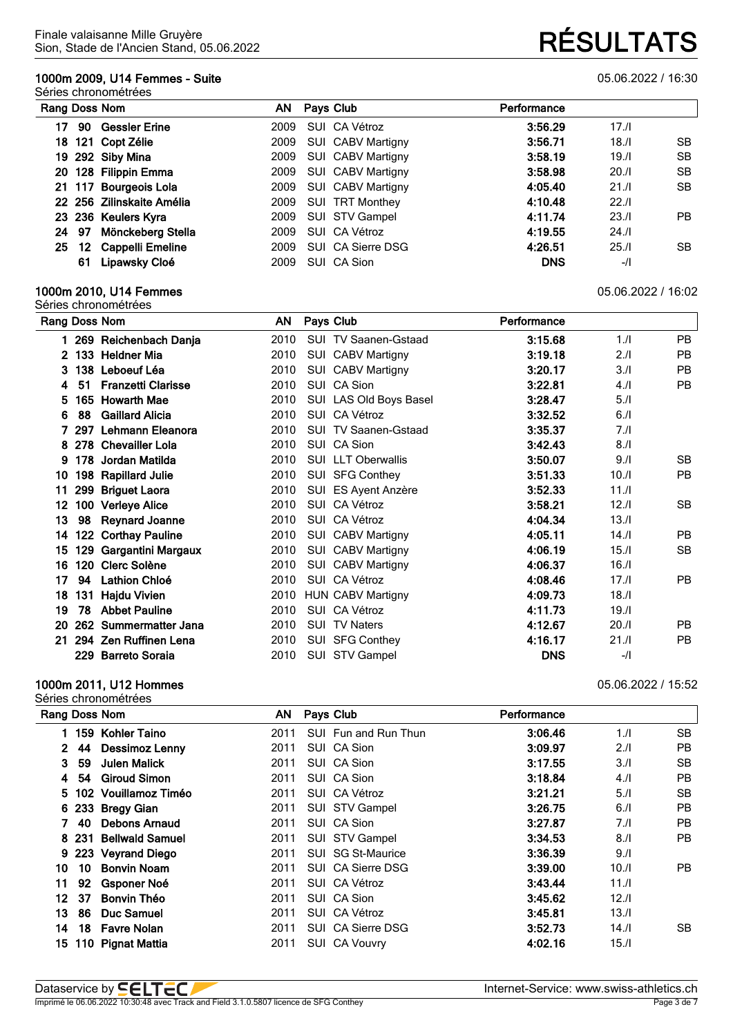Finale valaisanne Mille Gruyère
Sion, Stade de l'Ancien Stand, 05.06.2022

# RÉSULTATS

## 1000m 2009, U14 Femmes - Suite

05.06.2022 / 16:30

Séries chronométrées

| Rang | Doss | Nom | AN | Pays | Club | Performance | | |
|---|---|---|---|---|---|---|---|---|
| 17 | 90 | Gessler Erine | 2009 | SUI | CA Vétroz | 3:56.29 | 17./I | |
| 18 | 121 | Copt Zélie | 2009 | SUI | CABV Martigny | 3:56.71 | 18./I | SB |
| 19 | 292 | Siby Mina | 2009 | SUI | CABV Martigny | 3:58.19 | 19./I | SB |
| 20 | 128 | Filippin Emma | 2009 | SUI | CABV Martigny | 3:58.98 | 20./I | SB |
| 21 | 117 | Bourgeois Lola | 2009 | SUI | CABV Martigny | 4:05.40 | 21./I | SB |
| 22 | 256 | Zilinskaite Amélia | 2009 | SUI | TRT Monthey | 4:10.48 | 22./I | |
| 23 | 236 | Keulers Kyra | 2009 | SUI | STV Gampel | 4:11.74 | 23./I | PB |
| 24 | 97 | Mönckeberg Stella | 2009 | SUI | CA Vétroz | 4:19.55 | 24./I | |
| 25 | 12 | Cappelli Emeline | 2009 | SUI | CA Sierre DSG | 4:26.51 | 25./I | SB |
| | 61 | Lipawsky Cloé | 2009 | SUI | CA Sion | DNS | -/I | |

## 1000m 2010, U14 Femmes

05.06.2022 / 16:02

Séries chronométrées

| Rang | Doss | Nom | AN | Pays | Club | Performance | | |
|---|---|---|---|---|---|---|---|---|
| 1 | 269 | Reichenbach Danja | 2010 | SUI | TV Saanen-Gstaad | 3:15.68 | 1./I | PB |
| 2 | 133 | Heldner Mia | 2010 | SUI | CABV Martigny | 3:19.18 | 2./I | PB |
| 3 | 138 | Leboeuf Léa | 2010 | SUI | CABV Martigny | 3:20.17 | 3./I | PB |
| 4 | 51 | Franzetti Clarisse | 2010 | SUI | CA Sion | 3:22.81 | 4./I | PB |
| 5 | 165 | Howarth Mae | 2010 | SUI | LAS Old Boys Basel | 3:28.47 | 5./I | |
| 6 | 88 | Gaillard Alicia | 2010 | SUI | CA Vétroz | 3:32.52 | 6./I | |
| 7 | 297 | Lehmann Eleanora | 2010 | SUI | TV Saanen-Gstaad | 3:35.37 | 7./I | |
| 8 | 278 | Chevailler Lola | 2010 | SUI | CA Sion | 3:42.43 | 8./I | |
| 9 | 178 | Jordan Matilda | 2010 | SUI | LLT Oberwallis | 3:50.07 | 9./I | SB |
| 10 | 198 | Rapillard Julie | 2010 | SUI | SFG Conthey | 3:51.33 | 10./I | PB |
| 11 | 299 | Briguet Laora | 2010 | SUI | ES Ayent Anzère | 3:52.33 | 11./I | |
| 12 | 100 | Verleye Alice | 2010 | SUI | CA Vétroz | 3:58.21 | 12./I | SB |
| 13 | 98 | Reynard Joanne | 2010 | SUI | CA Vétroz | 4:04.34 | 13./I | |
| 14 | 122 | Corthay Pauline | 2010 | SUI | CABV Martigny | 4:05.11 | 14./I | PB |
| 15 | 129 | Gargantini Margaux | 2010 | SUI | CABV Martigny | 4:06.19 | 15./I | SB |
| 16 | 120 | Clerc Solène | 2010 | SUI | CABV Martigny | 4:06.37 | 16./I | |
| 17 | 94 | Lathion Chloé | 2010 | SUI | CA Vétroz | 4:08.46 | 17./I | PB |
| 18 | 131 | Hajdu Vivien | 2010 | HUN | CABV Martigny | 4:09.73 | 18./I | |
| 19 | 78 | Abbet Pauline | 2010 | SUI | CA Vétroz | 4:11.73 | 19./I | |
| 20 | 262 | Summermatter Jana | 2010 | SUI | TV Naters | 4:12.67 | 20./I | PB |
| 21 | 294 | Zen Ruffinen Lena | 2010 | SUI | SFG Conthey | 4:16.17 | 21./I | PB |
| | 229 | Barreto Soraia | 2010 | SUI | STV Gampel | DNS | -/I | |

## 1000m 2011, U12 Hommes

05.06.2022 / 15:52

Séries chronométrées

| Rang | Doss | Nom | AN | Pays | Club | Performance | | |
|---|---|---|---|---|---|---|---|---|
| 1 | 159 | Kohler Taino | 2011 | SUI | Fun and Run Thun | 3:06.46 | 1./I | SB |
| 2 | 44 | Dessimoz Lenny | 2011 | SUI | CA Sion | 3:09.97 | 2./I | PB |
| 3 | 59 | Julen Malick | 2011 | SUI | CA Sion | 3:17.55 | 3./I | SB |
| 4 | 54 | Giroud Simon | 2011 | SUI | CA Sion | 3:18.84 | 4./I | PB |
| 5 | 102 | Vouillamoz Timéo | 2011 | SUI | CA Vétroz | 3:21.21 | 5./I | SB |
| 6 | 233 | Bregy Gian | 2011 | SUI | STV Gampel | 3:26.75 | 6./I | PB |
| 7 | 40 | Debons Arnaud | 2011 | SUI | CA Sion | 3:27.87 | 7./I | PB |
| 8 | 231 | Bellwald Samuel | 2011 | SUI | STV Gampel | 3:34.53 | 8./I | PB |
| 9 | 223 | Veyrand Diego | 2011 | SUI | SG St-Maurice | 3:36.39 | 9./I | |
| 10 | 10 | Bonvin Noam | 2011 | SUI | CA Sierre DSG | 3:39.00 | 10./I | PB |
| 11 | 92 | Gsponer Noé | 2011 | SUI | CA Vétroz | 3:43.44 | 11./I | |
| 12 | 37 | Bonvin Théo | 2011 | SUI | CA Sion | 3:45.62 | 12./I | |
| 13 | 86 | Duc Samuel | 2011 | SUI | CA Vétroz | 3:45.81 | 13./I | |
| 14 | 18 | Favre Nolan | 2011 | SUI | CA Sierre DSG | 3:52.73 | 14./I | SB |
| 15 | 110 | Pignat Mattia | 2011 | SUI | CA Vouvry | 4:02.16 | 15./I | |

Dataservice by SELTEC — Internet-Service: www.swiss-athletics.ch

Imprimé le 06.06.2022 10:30:48 avec Track and Field 3.1.0.5807 licence de SFG Conthey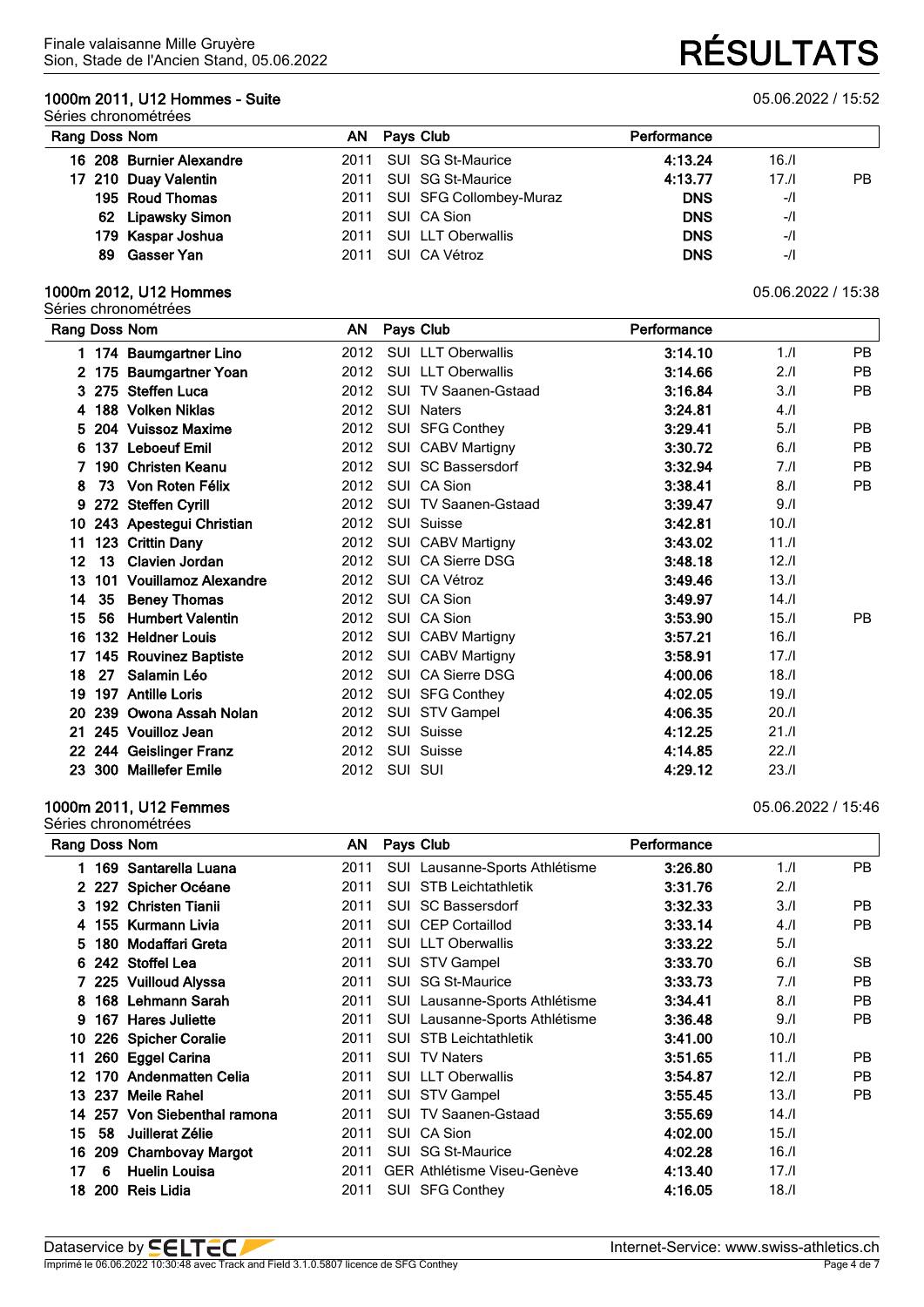## 1000m 2011, U12 Hommes - Suite

05.06.2022 / 15:52

Séries chronométrées

| Rang | Doss | Nom | AN | Pays | Club | Performance | | |
|---|---|---|---|---|---|---|---|---|
| 16 | 208 | Burnier Alexandre | 2011 | SUI | SG St-Maurice | 4:13.24 | 16./I | |
| 17 | 210 | Duay Valentin | 2011 | SUI | SG St-Maurice | 4:13.77 | 17./I | PB |
| | 195 | Roud Thomas | 2011 | SUI | SFG Collombey-Muraz | DNS | -/I | |
| | 62 | Lipawsky Simon | 2011 | SUI | CA Sion | DNS | -/I | |
| | 179 | Kaspar Joshua | 2011 | SUI | LLT Oberwallis | DNS | -/I | |
| | 89 | Gasser Yan | 2011 | SUI | CA Vétroz | DNS | -/I | |

## 1000m 2012, U12 Hommes

05.06.2022 / 15:38

Séries chronométrées

| Rang | Doss | Nom | AN | Pays | Club | Performance | | |
|---|---|---|---|---|---|---|---|---|
| 1 | 174 | Baumgartner Lino | 2012 | SUI | LLT Oberwallis | 3:14.10 | 1./I | PB |
| 2 | 175 | Baumgartner Yoan | 2012 | SUI | LLT Oberwallis | 3:14.66 | 2./I | PB |
| 3 | 275 | Steffen Luca | 2012 | SUI | TV Saanen-Gstaad | 3:16.84 | 3./I | PB |
| 4 | 188 | Volken Niklas | 2012 | SUI | Naters | 3:24.81 | 4./I | |
| 5 | 204 | Vuissoz Maxime | 2012 | SUI | SFG Conthey | 3:29.41 | 5./I | PB |
| 6 | 137 | Leboeuf Emil | 2012 | SUI | CABV Martigny | 3:30.72 | 6./I | PB |
| 7 | 190 | Christen Keanu | 2012 | SUI | SC Bassersdorf | 3:32.94 | 7./I | PB |
| 8 | 73 | Von Roten Félix | 2012 | SUI | CA Sion | 3:38.41 | 8./I | PB |
| 9 | 272 | Steffen Cyrill | 2012 | SUI | TV Saanen-Gstaad | 3:39.47 | 9./I | |
| 10 | 243 | Apestegui Christian | 2012 | SUI | Suisse | 3:42.81 | 10./I | |
| 11 | 123 | Crittin Dany | 2012 | SUI | CABV Martigny | 3:43.02 | 11./I | |
| 12 | 13 | Clavien Jordan | 2012 | SUI | CA Sierre DSG | 3:48.18 | 12./I | |
| 13 | 101 | Vouillamoz Alexandre | 2012 | SUI | CA Vétroz | 3:49.46 | 13./I | |
| 14 | 35 | Beney Thomas | 2012 | SUI | CA Sion | 3:49.97 | 14./I | |
| 15 | 56 | Humbert Valentin | 2012 | SUI | CA Sion | 3:53.90 | 15./I | PB |
| 16 | 132 | Heldner Louis | 2012 | SUI | CABV Martigny | 3:57.21 | 16./I | |
| 17 | 145 | Rouvinez Baptiste | 2012 | SUI | CABV Martigny | 3:58.91 | 17./I | |
| 18 | 27 | Salamin Léo | 2012 | SUI | CA Sierre DSG | 4:00.06 | 18./I | |
| 19 | 197 | Antille Loris | 2012 | SUI | SFG Conthey | 4:02.05 | 19./I | |
| 20 | 239 | Owona Assah Nolan | 2012 | SUI | STV Gampel | 4:06.35 | 20./I | |
| 21 | 245 | Vouilloz Jean | 2012 | SUI | Suisse | 4:12.25 | 21./I | |
| 22 | 244 | Geislinger Franz | 2012 | SUI | Suisse | 4:14.85 | 22./I | |
| 23 | 300 | Maillefer Emile | 2012 | SUI | SUI | 4:29.12 | 23./I | |

## 1000m 2011, U12 Femmes

05.06.2022 / 15:46

Séries chronométrées

| Rang | Doss | Nom | AN | Pays | Club | Performance | | |
|---|---|---|---|---|---|---|---|---|
| 1 | 169 | Santarella Luana | 2011 | SUI | Lausanne-Sports Athlétisme | 3:26.80 | 1./I | PB |
| 2 | 227 | Spicher Océane | 2011 | SUI | STB Leichtathletik | 3:31.76 | 2./I | |
| 3 | 192 | Christen Tianii | 2011 | SUI | SC Bassersdorf | 3:32.33 | 3./I | PB |
| 4 | 155 | Kurmann Livia | 2011 | SUI | CEP Cortaillod | 3:33.14 | 4./I | PB |
| 5 | 180 | Modaffari Greta | 2011 | SUI | LLT Oberwallis | 3:33.22 | 5./I | |
| 6 | 242 | Stoffel Lea | 2011 | SUI | STV Gampel | 3:33.70 | 6./I | SB |
| 7 | 225 | Vuilloud Alyssa | 2011 | SUI | SG St-Maurice | 3:33.73 | 7./I | PB |
| 8 | 168 | Lehmann Sarah | 2011 | SUI | Lausanne-Sports Athlétisme | 3:34.41 | 8./I | PB |
| 9 | 167 | Hares Juliette | 2011 | SUI | Lausanne-Sports Athlétisme | 3:36.48 | 9./I | PB |
| 10 | 226 | Spicher Coralie | 2011 | SUI | STB Leichtathletik | 3:41.00 | 10./I | |
| 11 | 260 | Eggel Carina | 2011 | SUI | TV Naters | 3:51.65 | 11./I | PB |
| 12 | 170 | Andenmatten Celia | 2011 | SUI | LLT Oberwallis | 3:54.87 | 12./I | PB |
| 13 | 237 | Meile Rahel | 2011 | SUI | STV Gampel | 3:55.45 | 13./I | PB |
| 14 | 257 | Von Siebenthal ramona | 2011 | SUI | TV Saanen-Gstaad | 3:55.69 | 14./I | |
| 15 | 58 | Juillerat Zélie | 2011 | SUI | CA Sion | 4:02.00 | 15./I | |
| 16 | 209 | Chambovay Margot | 2011 | SUI | SG St-Maurice | 4:02.28 | 16./I | |
| 17 | 6 | Huelin Louisa | 2011 | GER | Athlétisme Viseu-Genève | 4:13.40 | 17./I | |
| 18 | 200 | Reis Lidia | 2011 | SUI | SFG Conthey | 4:16.05 | 18./I | |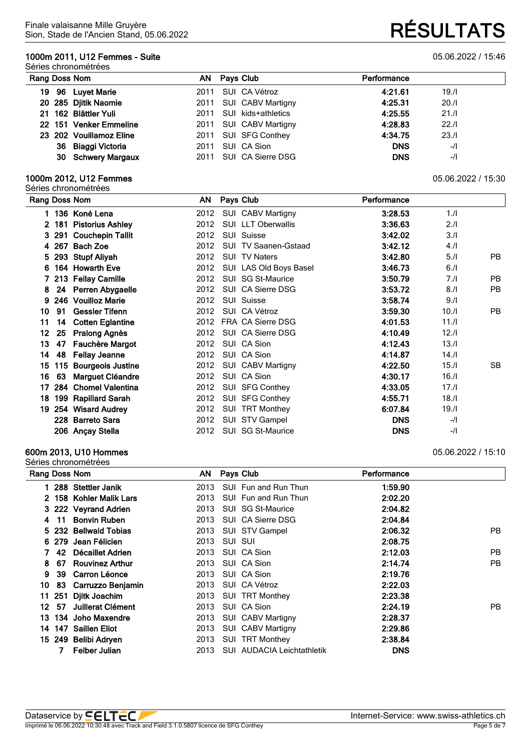Finale valaisanne Mille Gruyère
Sion, Stade de l'Ancien Stand, 05.06.2022

# RÉSULTATS

## 1000m 2011, U12 Femmes - Suite

05.06.2022 / 15:46

Séries chronométrées

| Rang | Doss | Nom | AN | Pays | Club | Performance | | |
|---|---|---|---|---|---|---|---|---|
| 19 | 96 | Luyet Marie | 2011 | SUI | CA Vétroz | 4:21.61 | 19./I | |
| 20 | 285 | Djitik Naomie | 2011 | SUI | CABV Martigny | 4:25.31 | 20./I | |
| 21 | 162 | Blättler Yuli | 2011 | SUI | kids+athletics | 4:25.55 | 21./I | |
| 22 | 151 | Venker Emmeline | 2011 | SUI | CABV Martigny | 4:28.83 | 22./I | |
| 23 | 202 | Vouillamoz Eline | 2011 | SUI | SFG Conthey | 4:34.75 | 23./I | |
| | 36 | Biaggi Victoria | 2011 | SUI | CA Sion | DNS | -/I | |
| | 30 | Schwery Margaux | 2011 | SUI | CA Sierre DSG | DNS | -/I | |

## 1000m 2012, U12 Femmes

05.06.2022 / 15:30

Séries chronométrées

| Rang | Doss | Nom | AN | Pays | Club | Performance | | |
|---|---|---|---|---|---|---|---|---|
| 1 | 136 | Koné Lena | 2012 | SUI | CABV Martigny | 3:28.53 | 1./I | |
| 2 | 181 | Pistorius Ashley | 2012 | SUI | LLT Oberwallis | 3:36.63 | 2./I | |
| 3 | 291 | Couchepin Tallit | 2012 | SUI | Suisse | 3:42.02 | 3./I | |
| 4 | 267 | Bach Zoe | 2012 | SUI | TV Saanen-Gstaad | 3:42.12 | 4./I | |
| 5 | 293 | Stupf Aliyah | 2012 | SUI | TV Naters | 3:42.80 | 5./I | PB |
| 6 | 164 | Howarth Eve | 2012 | SUI | LAS Old Boys Basel | 3:46.73 | 6./I | |
| 7 | 213 | Fellay Camille | 2012 | SUI | SG St-Maurice | 3:50.79 | 7./I | PB |
| 8 | 24 | Perren Abygaelle | 2012 | SUI | CA Sierre DSG | 3:53.72 | 8./I | PB |
| 9 | 246 | Vouilloz Marie | 2012 | SUI | Suisse | 3:58.74 | 9./I | |
| 10 | 91 | Gessler Tifenn | 2012 | SUI | CA Vétroz | 3:59.30 | 10./I | PB |
| 11 | 14 | Cotten Eglantine | 2012 | FRA | CA Sierre DSG | 4:01.53 | 11./I | |
| 12 | 25 | Pralong Agnès | 2012 | SUI | CA Sierre DSG | 4:10.49 | 12./I | |
| 13 | 47 | Fauchère Margot | 2012 | SUI | CA Sion | 4:12.43 | 13./I | |
| 14 | 48 | Fellay Jeanne | 2012 | SUI | CA Sion | 4:14.87 | 14./I | |
| 15 | 115 | Bourgeois Justine | 2012 | SUI | CABV Martigny | 4:22.50 | 15./I | SB |
| 16 | 63 | Marguet Cléandre | 2012 | SUI | CA Sion | 4:30.17 | 16./I | |
| 17 | 284 | Chomel Valentina | 2012 | SUI | SFG Conthey | 4:33.05 | 17./I | |
| 18 | 199 | Rapillard Sarah | 2012 | SUI | SFG Conthey | 4:55.71 | 18./I | |
| 19 | 254 | Wisard Audrey | 2012 | SUI | TRT Monthey | 6:07.84 | 19./I | |
| | 228 | Barreto Sara | 2012 | SUI | STV Gampel | DNS | -/I | |
| | 206 | Ançay Stella | 2012 | SUI | SG St-Maurice | DNS | -/I | |

## 600m 2013, U10 Hommes

05.06.2022 / 15:10

Séries chronométrées

| Rang | Doss | Nom | AN | Pays | Club | Performance | |
|---|---|---|---|---|---|---|---|
| 1 | 288 | Stettler Janik | 2013 | SUI | Fun and Run Thun | 1:59.90 | |
| 2 | 158 | Kohler Malik Lars | 2013 | SUI | Fun and Run Thun | 2:02.20 | |
| 3 | 222 | Veyrand Adrien | 2013 | SUI | SG St-Maurice | 2:04.82 | |
| 4 | 11 | Bonvin Ruben | 2013 | SUI | CA Sierre DSG | 2:04.84 | |
| 5 | 232 | Bellwald Tobias | 2013 | SUI | STV Gampel | 2:06.32 | PB |
| 6 | 279 | Jean Félicien | 2013 | SUI | SUI | 2:08.75 | |
| 7 | 42 | Décaillet Adrien | 2013 | SUI | CA Sion | 2:12.03 | PB |
| 8 | 67 | Rouvinez Arthur | 2013 | SUI | CA Sion | 2:14.74 | PB |
| 9 | 39 | Carron Léonce | 2013 | SUI | CA Sion | 2:19.76 | |
| 10 | 83 | Carruzzo Benjamin | 2013 | SUI | CA Vétroz | 2:22.03 | |
| 11 | 251 | Djitk Joachim | 2013 | SUI | TRT Monthey | 2:23.38 | |
| 12 | 57 | Juillerat Clément | 2013 | SUI | CA Sion | 2:24.19 | PB |
| 13 | 134 | Joho Maxendre | 2013 | SUI | CABV Martigny | 2:28.37 | |
| 14 | 147 | Saillen Eliot | 2013 | SUI | CABV Martigny | 2:29.86 | |
| 15 | 249 | Belibi Adryen | 2013 | SUI | TRT Monthey | 2:38.84 | |
| | 7 | Felber Julian | 2013 | SUI | AUDACIA Leichtathletik | DNS | |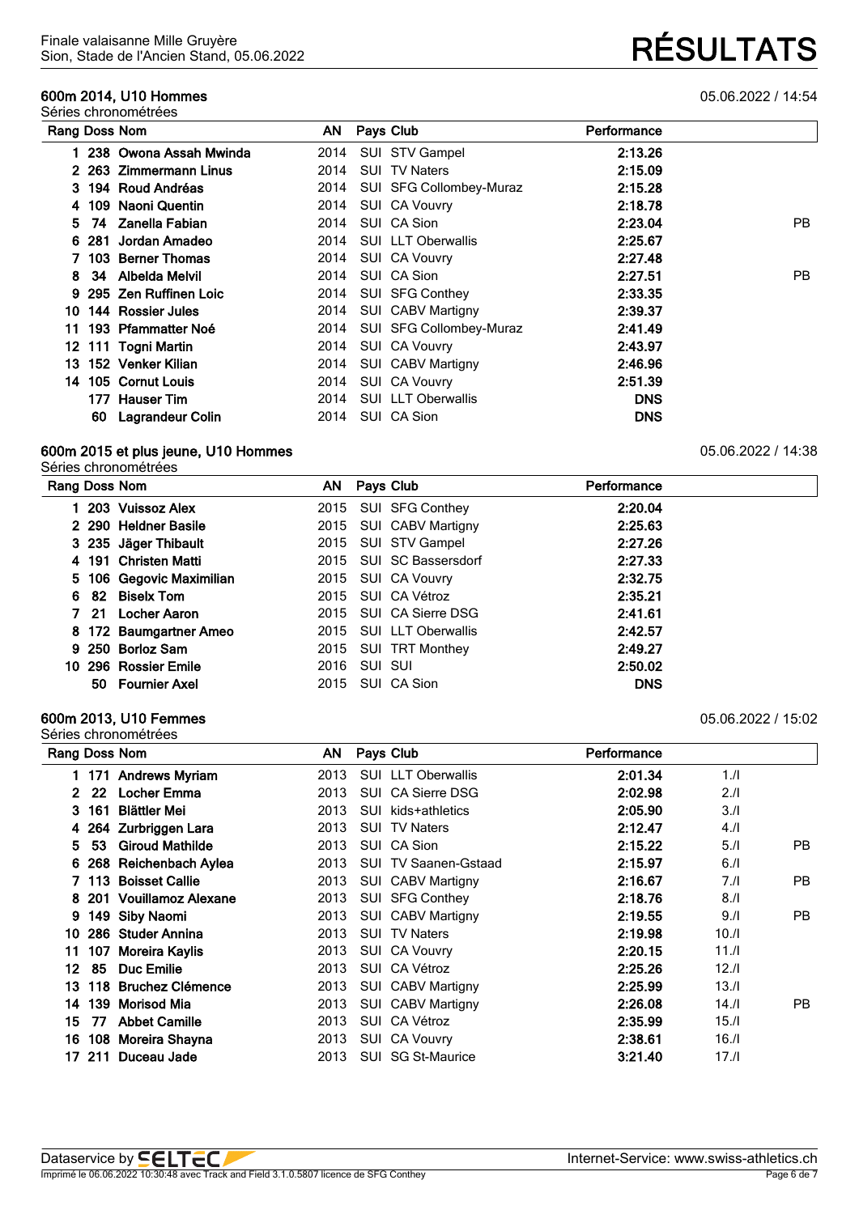Finale valaisanne Mille Gruyère
Sion, Stade de l'Ancien Stand, 05.06.2022

# RÉSULTATS

## 600m 2014, U10 Hommes

05.06.2022 / 14:54

Séries chronométrées

| Rang | Doss | Nom | AN | Pays | Club | Performance | |
|---|---|---|---|---|---|---|---|
| 1 | 238 | Owona Assah Mwinda | 2014 | SUI | STV Gampel | 2:13.26 | |
| 2 | 263 | Zimmermann Linus | 2014 | SUI | TV Naters | 2:15.09 | |
| 3 | 194 | Roud Andréas | 2014 | SUI | SFG Collombey-Muraz | 2:15.28 | |
| 4 | 109 | Naoni Quentin | 2014 | SUI | CA Vouvry | 2:18.78 | |
| 5 | 74 | Zanella Fabian | 2014 | SUI | CA Sion | 2:23.04 | PB |
| 6 | 281 | Jordan Amadeo | 2014 | SUI | LLT Oberwallis | 2:25.67 | |
| 7 | 103 | Berner Thomas | 2014 | SUI | CA Vouvry | 2:27.48 | |
| 8 | 34 | Albelda Melvil | 2014 | SUI | CA Sion | 2:27.51 | PB |
| 9 | 295 | Zen Ruffinen Loic | 2014 | SUI | SFG Conthey | 2:33.35 | |
| 10 | 144 | Rossier Jules | 2014 | SUI | CABV Martigny | 2:39.37 | |
| 11 | 193 | Pfammatter Noé | 2014 | SUI | SFG Collombey-Muraz | 2:41.49 | |
| 12 | 111 | Togni Martin | 2014 | SUI | CA Vouvry | 2:43.97 | |
| 13 | 152 | Venker Kilian | 2014 | SUI | CABV Martigny | 2:46.96 | |
| 14 | 105 | Cornut Louis | 2014 | SUI | CA Vouvry | 2:51.39 | |
| | 177 | Hauser Tim | 2014 | SUI | LLT Oberwallis | DNS | |
| | 60 | Lagrandeur Colin | 2014 | SUI | CA Sion | DNS | |

## 600m 2015 et plus jeune, U10 Hommes

05.06.2022 / 14:38

Séries chronométrées

| Rang | Doss | Nom | AN | Pays | Club | Performance |
|---|---|---|---|---|---|---|
| 1 | 203 | Vuissoz Alex | 2015 | SUI | SFG Conthey | 2:20.04 |
| 2 | 290 | Heldner Basile | 2015 | SUI | CABV Martigny | 2:25.63 |
| 3 | 235 | Jäger Thibault | 2015 | SUI | STV Gampel | 2:27.26 |
| 4 | 191 | Christen Matti | 2015 | SUI | SC Bassersdorf | 2:27.33 |
| 5 | 106 | Gegovic Maximilian | 2015 | SUI | CA Vouvry | 2:32.75 |
| 6 | 82 | Biselx Tom | 2015 | SUI | CA Vétroz | 2:35.21 |
| 7 | 21 | Locher Aaron | 2015 | SUI | CA Sierre DSG | 2:41.61 |
| 8 | 172 | Baumgartner Ameo | 2015 | SUI | LLT Oberwallis | 2:42.57 |
| 9 | 250 | Borloz Sam | 2015 | SUI | TRT Monthey | 2:49.27 |
| 10 | 296 | Rossier Emile | 2016 | SUI | SUI | 2:50.02 |
| | 50 | Fournier Axel | 2015 | SUI | CA Sion | DNS |

## 600m 2013, U10 Femmes

05.06.2022 / 15:02

Séries chronométrées

| Rang | Doss | Nom | AN | Pays | Club | Performance | | |
|---|---|---|---|---|---|---|---|---|
| 1 | 171 | Andrews Myriam | 2013 | SUI | LLT Oberwallis | 2:01.34 | 1./I | |
| 2 | 22 | Locher Emma | 2013 | SUI | CA Sierre DSG | 2:02.98 | 2./I | |
| 3 | 161 | Blättler Mei | 2013 | SUI | kids+athletics | 2:05.90 | 3./I | |
| 4 | 264 | Zurbriggen Lara | 2013 | SUI | TV Naters | 2:12.47 | 4./I | |
| 5 | 53 | Giroud Mathilde | 2013 | SUI | CA Sion | 2:15.22 | 5./I | PB |
| 6 | 268 | Reichenbach Aylea | 2013 | SUI | TV Saanen-Gstaad | 2:15.97 | 6./I | |
| 7 | 113 | Boisset Callie | 2013 | SUI | CABV Martigny | 2:16.67 | 7./I | PB |
| 8 | 201 | Vouillamoz Alexane | 2013 | SUI | SFG Conthey | 2:18.76 | 8./I | |
| 9 | 149 | Siby Naomi | 2013 | SUI | CABV Martigny | 2:19.55 | 9./I | PB |
| 10 | 286 | Studer Annina | 2013 | SUI | TV Naters | 2:19.98 | 10./I | |
| 11 | 107 | Moreira Kaylis | 2013 | SUI | CA Vouvry | 2:20.15 | 11./I | |
| 12 | 85 | Duc Emilie | 2013 | SUI | CA Vétroz | 2:25.26 | 12./I | |
| 13 | 118 | Bruchez Clémence | 2013 | SUI | CABV Martigny | 2:25.99 | 13./I | |
| 14 | 139 | Morisod Mia | 2013 | SUI | CABV Martigny | 2:26.08 | 14./I | PB |
| 15 | 77 | Abbet Camille | 2013 | SUI | CA Vétroz | 2:35.99 | 15./I | |
| 16 | 108 | Moreira Shayna | 2013 | SUI | CA Vouvry | 2:38.61 | 16./I | |
| 17 | 211 | Duceau Jade | 2013 | SUI | SG St-Maurice | 3:21.40 | 17./I | |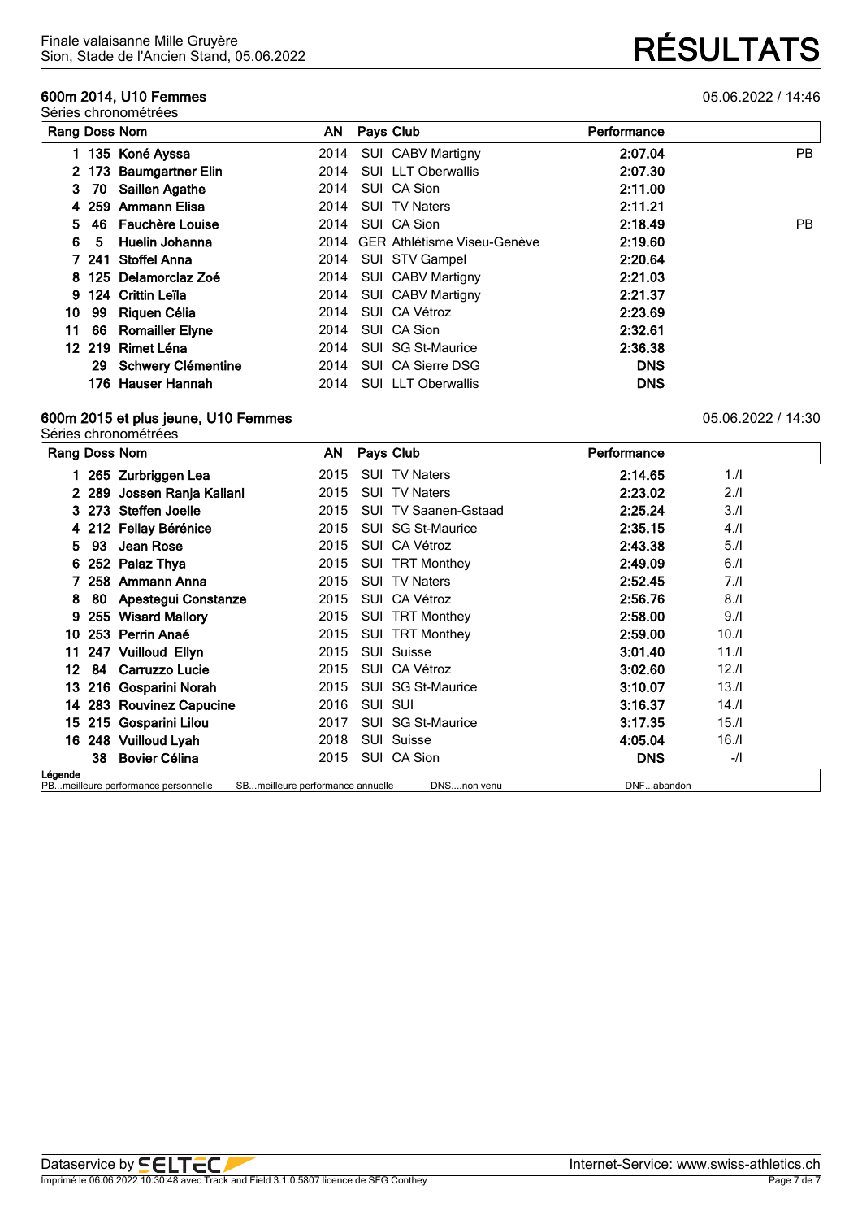# RÉSULTATS

Finale valaisanne Mille Gruyère
Sion, Stade de l'Ancien Stand, 05.06.2022

### 600m 2014, U10 Femmes

05.06.2022 / 14:46

Séries chronométrées

| Rang | Doss | Nom | AN | Pays | Club | Performance | |
|---|---|---|---|---|---|---|---|
| 1 | 135 | **Koné Ayssa** | 2014 | SUI | CABV Martigny | **2:07.04** | PB |
| 2 | 173 | **Baumgartner Elin** | 2014 | SUI | LLT Oberwallis | **2:07.30** | |
| 3 | 70 | **Saillen Agathe** | 2014 | SUI | CA Sion | **2:11.00** | |
| 4 | 259 | **Ammann Elisa** | 2014 | SUI | TV Naters | **2:11.21** | |
| 5 | 46 | **Fauchère Louise** | 2014 | SUI | CA Sion | **2:18.49** | PB |
| 6 | 5 | **Huelin Johanna** | 2014 | GER | Athlétisme Viseu-Genève | **2:19.60** | |
| 7 | 241 | **Stoffel Anna** | 2014 | SUI | STV Gampel | **2:20.64** | |
| 8 | 125 | **Delamorclaz Zoé** | 2014 | SUI | CABV Martigny | **2:21.03** | |
| 9 | 124 | **Crittin Leïla** | 2014 | SUI | CABV Martigny | **2:21.37** | |
| 10 | 99 | **Riquen Célia** | 2014 | SUI | CA Vétroz | **2:23.69** | |
| 11 | 66 | **Romailler Elyne** | 2014 | SUI | CA Sion | **2:32.61** | |
| 12 | 219 | **Rimet Léna** | 2014 | SUI | SG St-Maurice | **2:36.38** | |
| | 29 | **Schwery Clémentine** | 2014 | SUI | CA Sierre DSG | **DNS** | |
| | 176 | **Hauser Hannah** | 2014 | SUI | LLT Oberwallis | **DNS** | |

### 600m 2015 et plus jeune, U10 Femmes

05.06.2022 / 14:30

Séries chronométrées

| Rang | Doss | Nom | AN | Pays | Club | Performance | |
|---|---|---|---|---|---|---|---|
| 1 | 265 | **Zurbriggen Lea** | 2015 | SUI | TV Naters | **2:14.65** | 1./I |
| 2 | 289 | **Jossen Ranja Kailani** | 2015 | SUI | TV Naters | **2:23.02** | 2./I |
| 3 | 273 | **Steffen Joelle** | 2015 | SUI | TV Saanen-Gstaad | **2:25.24** | 3./I |
| 4 | 212 | **Fellay Bérénice** | 2015 | SUI | SG St-Maurice | **2:35.15** | 4./I |
| 5 | 93 | **Jean Rose** | 2015 | SUI | CA Vétroz | **2:43.38** | 5./I |
| 6 | 252 | **Palaz Thya** | 2015 | SUI | TRT Monthey | **2:49.09** | 6./I |
| 7 | 258 | **Ammann Anna** | 2015 | SUI | TV Naters | **2:52.45** | 7./I |
| 8 | 80 | **Apestegui Constanze** | 2015 | SUI | CA Vétroz | **2:56.76** | 8./I |
| 9 | 255 | **Wisard Mallory** | 2015 | SUI | TRT Monthey | **2:58.00** | 9./I |
| 10 | 253 | **Perrin Anaé** | 2015 | SUI | TRT Monthey | **2:59.00** | 10./I |
| 11 | 247 | **Vuilloud Ellyn** | 2015 | SUI | Suisse | **3:01.40** | 11./I |
| 12 | 84 | **Carruzzo Lucie** | 2015 | SUI | CA Vétroz | **3:02.60** | 12./I |
| 13 | 216 | **Gosparini Norah** | 2015 | SUI | SG St-Maurice | **3:10.07** | 13./I |
| 14 | 283 | **Rouvinez Capucine** | 2016 | SUI | SUI | **3:16.37** | 14./I |
| 15 | 215 | **Gosparini Lilou** | 2017 | SUI | SG St-Maurice | **3:17.35** | 15./I |
| 16 | 248 | **Vuilloud Lyah** | 2018 | SUI | Suisse | **4:05.04** | 16./I |
| | 38 | **Bovier Célina** | 2015 | SUI | CA Sion | **DNS** | -/I |

**Légende**
PB...meilleure performance personnelle SB...meilleure performance annuelle DNS....non venu DNF...abandon

Dataservice by SELTEC — Internet-Service: www.swiss-athletics.ch
Imprimé le 06.06.2022 10:30:48 avec Track and Field 3.1.0.5807 licence de SFG Conthey